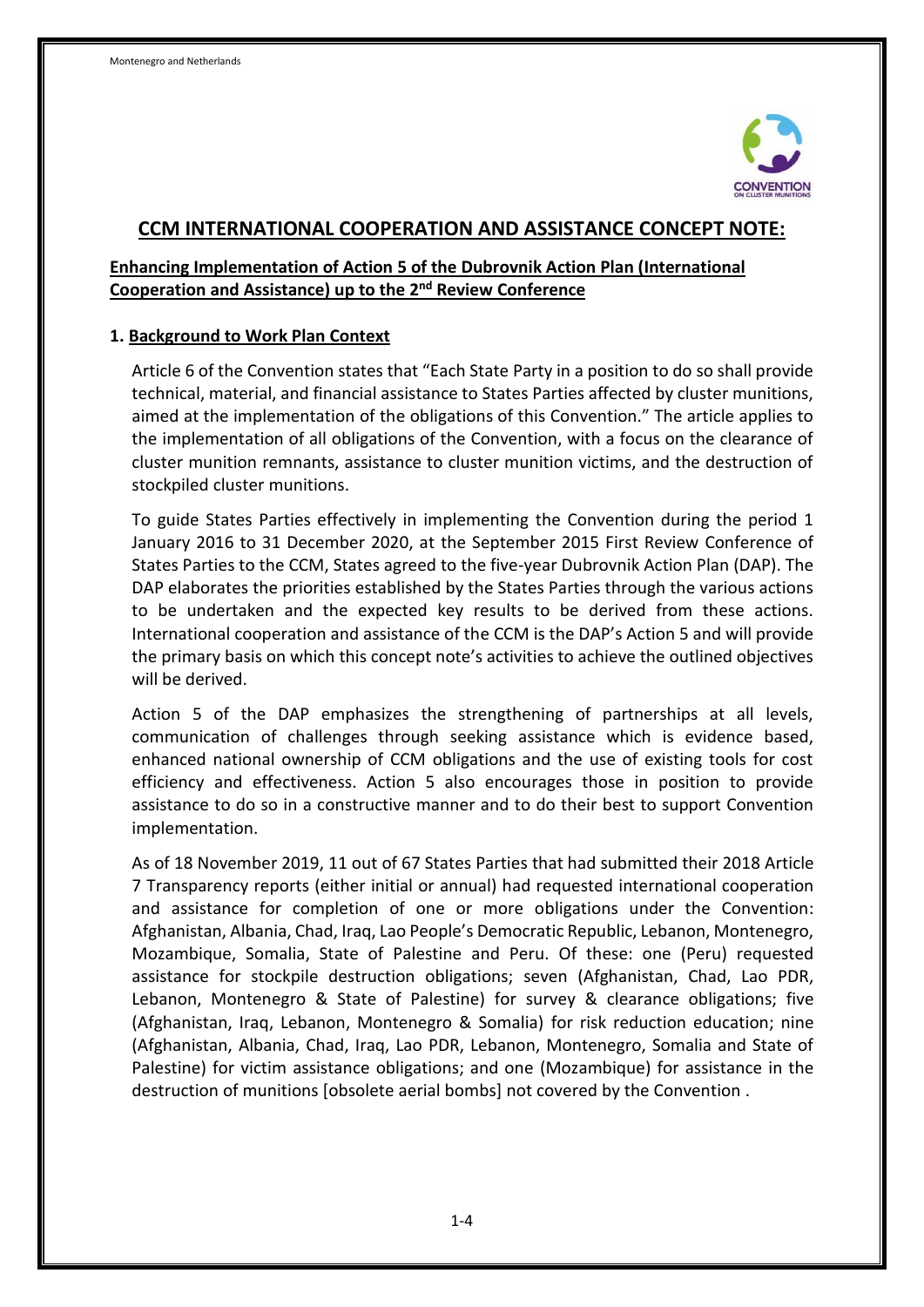# CCM INTERNATIONAL COOPERATION AND ASSISTANCE CONCEPT NOTE:

## Enhancing Implementation of Action 5 of the Dubrovnik Action Plan (International Cooperation and Assistance) up to the 2nd Review Conference

### 1. Background to Work Plan Context

Article 6 of the Convention states that "Each State Party in a position to do so shall provide technical, material, and financial assistance to States Parties affected by cluster munitions, aimed at the implementation of the obligations of this Convention." The article applies to the implementation of all obligations of the Convention, with a focus on the clearance of cluster munition remnants, assistance to cluster munition victims, and the destruction of stockpiled cluster munitions.

To guide States Parties effectively in implementing the Convention during the period 1 January 2016 to 31 December 2020, at the September 2015 First Review Conference of States Parties to the CCM, States agreed to the five-year Dubrovnik Action Plan (DAP). The DAP elaborates the priorities established by the States Parties through the various actions to be undertaken and the expected key results to be derived from these actions. International cooperation and assistance of the CCM is the DAP's Action 5 and will provide the primary basis on which this concept note's activities to achieve the outlined objectives will be derived.

Action 5 of the DAP emphasizes the strengthening of partnerships at all levels, communication of challenges through seeking assistance which is evidence based, enhanced national ownership of CCM obligations and the use of existing tools for cost efficiency and effectiveness. Action 5 also encourages those in position to provide assistance to do so in a constructive manner and to do their best to support Convention implementation.

As of 18 November 2019, 11 out of 67 States Parties that had submitted their 2018 Article 7 Transparency reports (either initial or annual) had requested international cooperation and assistance for completion of one or more obligations under the Convention: Afghanistan, Albania, Chad, Iraq, Lao People's Democratic Republic, Lebanon, Montenegro, Mozambique, Somalia, State of Palestine and Peru. Of these: one (Peru) requested assistance for stockpile destruction obligations; seven (Afghanistan, Chad, Lao PDR, Lebanon, Montenegro & State of Palestine) for survey & clearance obligations; five (Afghanistan, Iraq, Lebanon, Montenegro & Somalia) for risk reduction education; nine (Afghanistan, Albania, Chad, Iraq, Lao PDR, Lebanon, Montenegro, Somalia and State of Palestine) for victim assistance obligations; and one (Mozambique) for assistance in the destruction of munitions [obsolete aerial bombs] not covered by the Convention .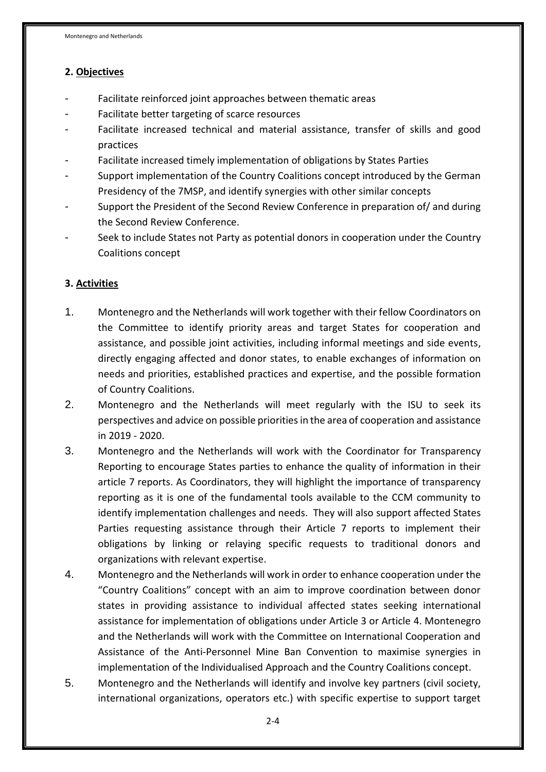## 2. Objectives

- Facilitate reinforced joint approaches between thematic areas
- Facilitate better targeting of scarce resources
- Facilitate increased technical and material assistance, transfer of skills and good practices
- Facilitate increased timely implementation of obligations by States Parties
- Support implementation of the Country Coalitions concept introduced by the German Presidency of the 7MSP, and identify synergies with other similar concepts
- Support the President of the Second Review Conference in preparation of/ and during the Second Review Conference.
- Seek to include States not Party as potential donors in cooperation under the Country Coalitions concept

## 3. Activities

1. Montenegro and the Netherlands will work together with their fellow Coordinators on the Committee to identify priority areas and target States for cooperation and assistance, and possible joint activities, including informal meetings and side events, directly engaging affected and donor states, to enable exchanges of information on needs and priorities, established practices and expertise, and the possible formation of Country Coalitions.
2. Montenegro and the Netherlands will meet regularly with the ISU to seek its perspectives and advice on possible priorities in the area of cooperation and assistance in 2019 - 2020.
3. Montenegro and the Netherlands will work with the Coordinator for Transparency Reporting to encourage States parties to enhance the quality of information in their article 7 reports. As Coordinators, they will highlight the importance of transparency reporting as it is one of the fundamental tools available to the CCM community to identify implementation challenges and needs. They will also support affected States Parties requesting assistance through their Article 7 reports to implement their obligations by linking or relaying specific requests to traditional donors and organizations with relevant expertise.
4. Montenegro and the Netherlands will work in order to enhance cooperation under the "Country Coalitions" concept with an aim to improve coordination between donor states in providing assistance to individual affected states seeking international assistance for implementation of obligations under Article 3 or Article 4. Montenegro and the Netherlands will work with the Committee on International Cooperation and Assistance of the Anti-Personnel Mine Ban Convention to maximise synergies in implementation of the Individualised Approach and the Country Coalitions concept.
5. Montenegro and the Netherlands will identify and involve key partners (civil society, international organizations, operators etc.) with specific expertise to support target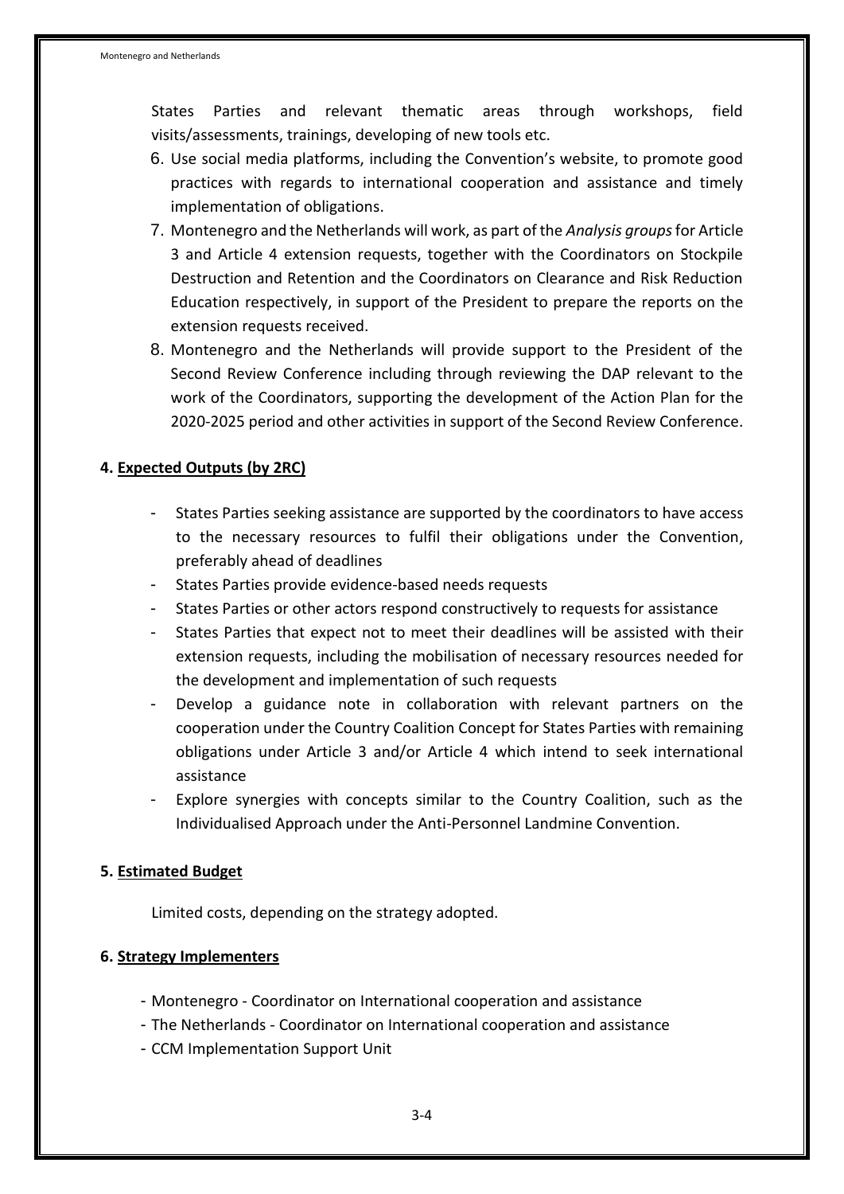States Parties and relevant thematic areas through workshops, field visits/assessments, trainings, developing of new tools etc.

6. Use social media platforms, including the Convention's website, to promote good practices with regards to international cooperation and assistance and timely implementation of obligations.
7. Montenegro and the Netherlands will work, as part of the *Analysis groups* for Article 3 and Article 4 extension requests, together with the Coordinators on Stockpile Destruction and Retention and the Coordinators on Clearance and Risk Reduction Education respectively, in support of the President to prepare the reports on the extension requests received.
8. Montenegro and the Netherlands will provide support to the President of the Second Review Conference including through reviewing the DAP relevant to the work of the Coordinators, supporting the development of the Action Plan for the 2020-2025 period and other activities in support of the Second Review Conference.

**4. <u>Expected Outputs (by 2RC)</u>**

- States Parties seeking assistance are supported by the coordinators to have access to the necessary resources to fulfil their obligations under the Convention, preferably ahead of deadlines
- States Parties provide evidence-based needs requests
- States Parties or other actors respond constructively to requests for assistance
- States Parties that expect not to meet their deadlines will be assisted with their extension requests, including the mobilisation of necessary resources needed for the development and implementation of such requests
- Develop a guidance note in collaboration with relevant partners on the cooperation under the Country Coalition Concept for States Parties with remaining obligations under Article 3 and/or Article 4 which intend to seek international assistance
- Explore synergies with concepts similar to the Country Coalition, such as the Individualised Approach under the Anti-Personnel Landmine Convention.

**5. <u>Estimated Budget</u>**

Limited costs, depending on the strategy adopted.

**6. <u>Strategy Implementers</u>**

- Montenegro - Coordinator on International cooperation and assistance
- The Netherlands - Coordinator on International cooperation and assistance
- CCM Implementation Support Unit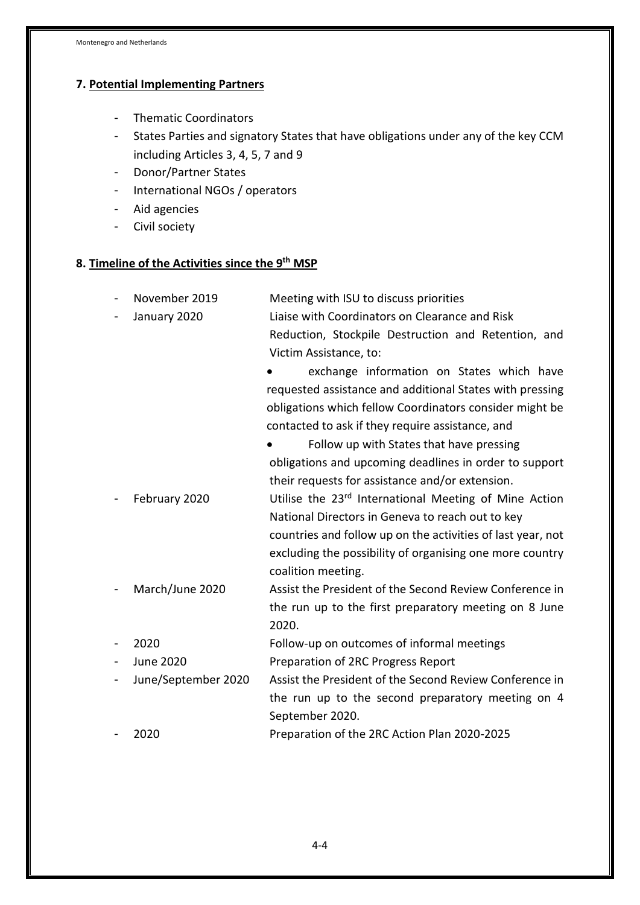## 7. Potential Implementing Partners

- Thematic Coordinators
- States Parties and signatory States that have obligations under any of the key CCM including Articles 3, 4, 5, 7 and 9
- Donor/Partner States
- International NGOs / operators
- Aid agencies
- Civil society

## 8. Timeline of the Activities since the 9th MSP

| | |
|---|---|
| - November 2019 | Meeting with ISU to discuss priorities |
| - January 2020 | Liaise with Coordinators on Clearance and Risk Reduction, Stockpile Destruction and Retention, and Victim Assistance, to:<br>• exchange information on States which have requested assistance and additional States with pressing obligations which fellow Coordinators consider might be contacted to ask if they require assistance, and<br>• Follow up with States that have pressing obligations and upcoming deadlines in order to support their requests for assistance and/or extension. |
| - February 2020 | Utilise the 23rd International Meeting of Mine Action National Directors in Geneva to reach out to key countries and follow up on the activities of last year, not excluding the possibility of organising one more country coalition meeting. |
| - March/June 2020 | Assist the President of the Second Review Conference in the run up to the first preparatory meeting on 8 June 2020. |
| - 2020 | Follow-up on outcomes of informal meetings |
| - June 2020 | Preparation of 2RC Progress Report |
| - June/September 2020 | Assist the President of the Second Review Conference in the run up to the second preparatory meeting on 4 September 2020. |
| - 2020 | Preparation of the 2RC Action Plan 2020-2025 |